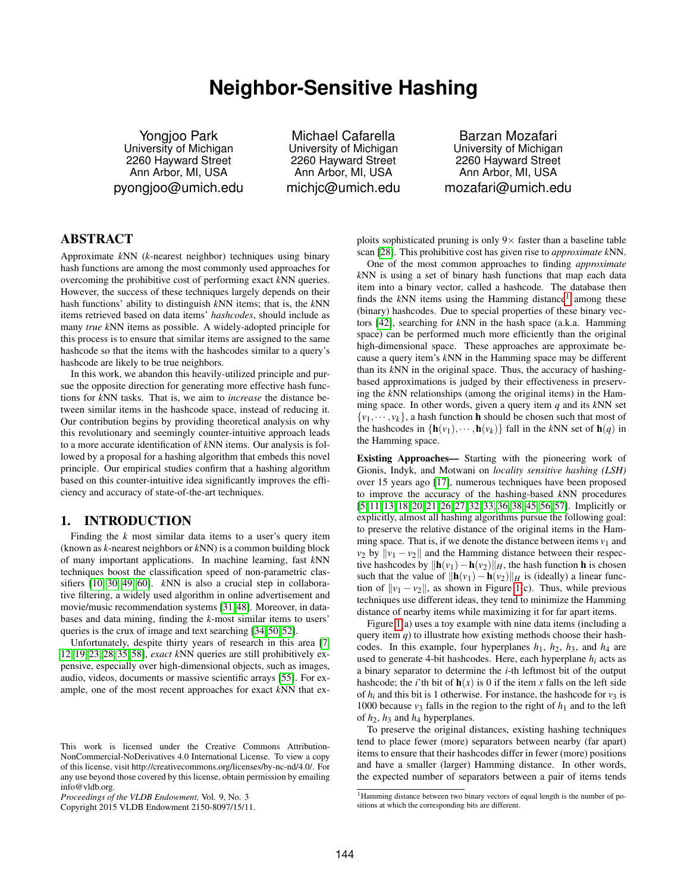# Neighbor-Sensitive Hashing

Yongjoo Park
University of Michigan
2260 Hayward Street
Ann Arbor, MI, USA
pyongjoo@umich.edu

Michael Cafarella
University of Michigan
2260 Hayward Street
Ann Arbor, MI, USA
michjc@umich.edu

Barzan Mozafari
University of Michigan
2260 Hayward Street
Ann Arbor, MI, USA
mozafari@umich.edu

## ABSTRACT

Approximate *k*NN (*k*-nearest neighbor) techniques using binary hash functions are among the most commonly used approaches for overcoming the prohibitive cost of performing exact *k*NN queries. However, the success of these techniques largely depends on their hash functions' ability to distinguish *k*NN items; that is, the *k*NN items retrieved based on data items' *hashcodes*, should include as many *true* *k*NN items as possible. A widely-adopted principle for this process is to ensure that similar items are assigned to the same hashcode so that the items with the hashcodes similar to a query's hashcode are likely to be true neighbors.

In this work, we abandon this heavily-utilized principle and pursue the opposite direction for generating more effective hash functions for *k*NN tasks. That is, we aim to *increase* the distance between similar items in the hashcode space, instead of reducing it. Our contribution begins by providing theoretical analysis on why this revolutionary and seemingly counter-intuitive approach leads to a more accurate identification of *k*NN items. Our analysis is followed by a proposal for a hashing algorithm that embeds this novel principle. Our empirical studies confirm that a hashing algorithm based on this counter-intuitive idea significantly improves the efficiency and accuracy of state-of-the-art techniques.

## 1. INTRODUCTION

Finding the *k* most similar data items to a user's query item (known as *k*-nearest neighbors or *k*NN) is a common building block of many important applications. In machine learning, fast *k*NN techniques boost the classification speed of non-parametric classifiers [10, 30, 49, 60]. *k*NN is also a crucial step in collaborative filtering, a widely used algorithm in online advertisement and movie/music recommendation systems [31, 48]. Moreover, in databases and data mining, finding the *k*-most similar items to users' queries is the crux of image and text searching [34, 50, 52].

Unfortunately, despite thirty years of research in this area [7, 12, 19, 23, 28, 35, 58], *exact* *k*NN queries are still prohibitively expensive, especially over high-dimensional objects, such as images, audio, videos, documents or massive scientific arrays [55]. For example, one of the most recent approaches for exact *k*NN that exploits sophisticated pruning is only 9× faster than a baseline table scan [28]. This prohibitive cost has given rise to *approximate* *k*NN.

One of the most common approaches to finding *approximate* *k*NN is using a set of binary hash functions that map each data item into a binary vector, called a hashcode. The database then finds the *k*NN items using the Hamming distance[1] among these (binary) hashcodes. Due to special properties of these binary vectors [42], searching for *k*NN in the hash space (a.k.a. Hamming space) can be performed much more efficiently than the original high-dimensional space. These approaches are approximate because a query item's *k*NN in the Hamming space may be different than its *k*NN in the original space. Thus, the accuracy of hashing-based approximations is judged by their effectiveness in preserving the *k*NN relationships (among the original items) in the Hamming space. In other words, given a query item $q$ and its *k*NN set $\{v_1, \cdots, v_k\}$, a hash function $\mathbf{h}$ should be chosen such that most of the hashcodes in $\{\mathbf{h}(v_1), \cdots, \mathbf{h}(v_k)\}$ fall in the *k*NN set of $\mathbf{h}(q)$ in the Hamming space.

**Existing Approaches—** Starting with the pioneering work of Gionis, Indyk, and Motwani on *locality sensitive hashing (LSH)* over 15 years ago [17], numerous techniques have been proposed to improve the accuracy of the hashing-based *k*NN procedures [5, 11, 13, 18, 20, 21, 26, 27, 32, 33, 36, 38, 45, 56, 57]. Implicitly or explicitly, almost all hashing algorithms pursue the following goal: to preserve the relative distance of the original items in the Hamming space. That is, if we denote the distance between items $v_1$ and $v_2$ by $\|v_1 - v_2\|$ and the Hamming distance between their respective hashcodes by $\|\mathbf{h}(v_1) - \mathbf{h}(v_2)\|_H$, the hash function $\mathbf{h}$ is chosen such that the value of $\|\mathbf{h}(v_1) - \mathbf{h}(v_2)\|_H$ is (ideally) a linear function of $\|v_1 - v_2\|$, as shown in Figure 1(c). Thus, while previous techniques use different ideas, they tend to minimize the Hamming distance of nearby items while maximizing it for far apart items.

Figure 1(a) uses a toy example with nine data items (including a query item $q$) to illustrate how existing methods choose their hashcodes. In this example, four hyperplanes $h_1$, $h_2$, $h_3$, and $h_4$ are used to generate 4-bit hashcodes. Here, each hyperplane $h_i$ acts as a binary separator to determine the $i$-th leftmost bit of the output hashcode; the $i$'th bit of $\mathbf{h}(x)$ is 0 if the item $x$ falls on the left side of $h_i$ and this bit is 1 otherwise. For instance, the hashcode for $v_3$ is 1000 because $v_3$ falls in the region to the right of $h_1$ and to the left of $h_2$, $h_3$ and $h_4$ hyperplanes.

To preserve the original distances, existing hashing techniques tend to place fewer (more) separators between nearby (far apart) items to ensure that their hashcodes differ in fewer (more) positions and have a smaller (larger) Hamming distance. In other words, the expected number of separators between a pair of items tends

---

[1] Hamming distance between two binary vectors of equal length is the number of positions at which the corresponding bits are different.

This work is licensed under the Creative Commons Attribution-NonCommercial-NoDerivatives 4.0 International License. To view a copy of this license, visit http://creativecommons.org/licenses/by-nc-nd/4.0/. For any use beyond those covered by this license, obtain permission by emailing info@vldb.org.
*Proceedings of the VLDB Endowment,* Vol. 9, No. 3
Copyright 2015 VLDB Endowment 2150-8097/15/11.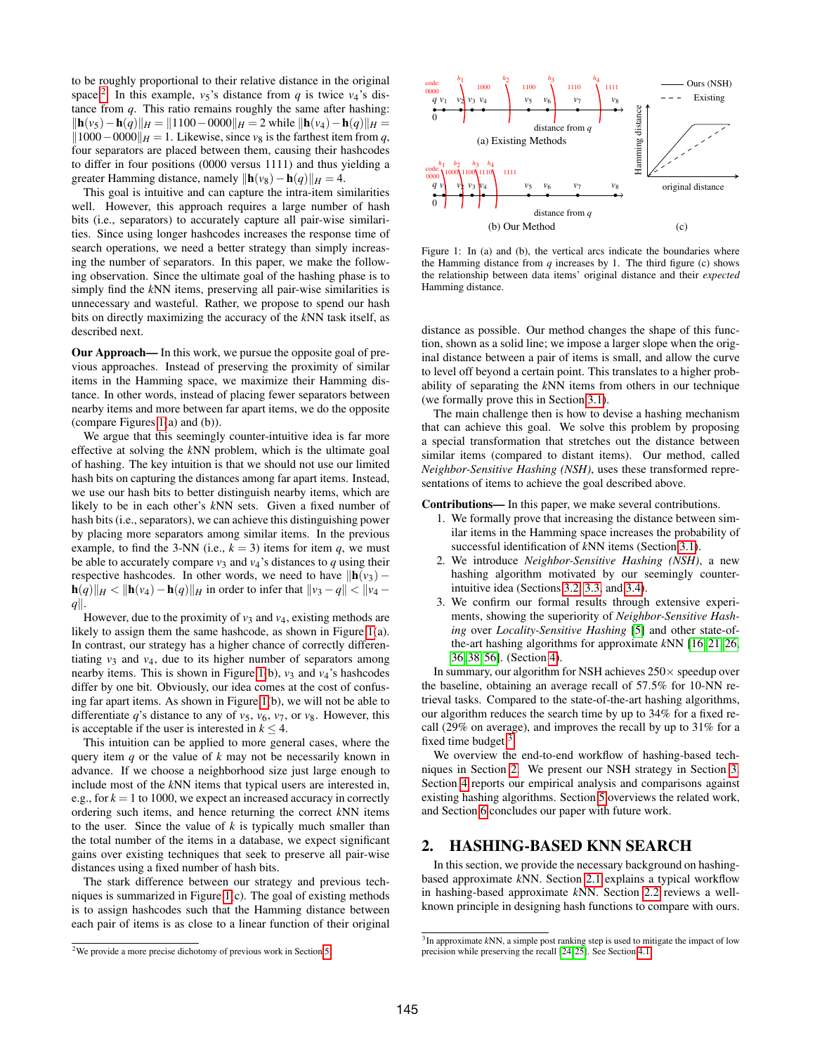to be roughly proportional to their relative distance in the original space.[2] In this example, $v_5$'s distance from $q$ is twice $v_4$'s distance from $q$. This ratio remains roughly the same after hashing: $\|\mathbf{h}(v_5) - \mathbf{h}(q)\|_H = \|1100 - 0000\|_H = 2$ while $\|\mathbf{h}(v_4) - \mathbf{h}(q)\|_H = \|1000 - 0000\|_H = 1$. Likewise, since $v_8$ is the farthest item from $q$, four separators are placed between them, causing their hashcodes to differ in four positions (0000 versus 1111) and thus yielding a greater Hamming distance, namely $\|\mathbf{h}(v_8) - \mathbf{h}(q)\|_H = 4$.

This goal is intuitive and can capture the intra-item similarities well. However, this approach requires a large number of hash bits (i.e., separators) to accurately capture all pair-wise similarities. Since using longer hashcodes increases the response time of search operations, we need a better strategy than simply increasing the number of separators. In this paper, we make the following observation. Since the ultimate goal of the hashing phase is to simply find the $k$NN items, preserving all pair-wise similarities is unnecessary and wasteful. Rather, we propose to spend our hash bits on directly maximizing the accuracy of the $k$NN task itself, as described next.

**Our Approach—** In this work, we pursue the opposite goal of previous approaches. Instead of preserving the proximity of similar items in the Hamming space, we maximize their Hamming distance. In other words, instead of placing fewer separators between nearby items and more between far apart items, we do the opposite (compare Figures 1(a) and (b)).

We argue that this seemingly counter-intuitive idea is far more effective at solving the $k$NN problem, which is the ultimate goal of hashing. The key intuition is that we should not use our limited hash bits on capturing the distances among far apart items. Instead, we use our hash bits to better distinguish nearby items, which are likely to be in each other's $k$NN sets. Given a fixed number of hash bits (i.e., separators), we can achieve this distinguishing power by placing more separators among similar items. In the previous example, to find the 3-NN (i.e., $k = 3$) items for item $q$, we must be able to accurately compare $v_3$ and $v_4$'s distances to $q$ using their respective hashcodes. In other words, we need to have $\|\mathbf{h}(v_3) - \mathbf{h}(q)\|_H < \|\mathbf{h}(v_4) - \mathbf{h}(q)\|_H$ in order to infer that $\|v_3 - q\| < \|v_4 - q\|$.

However, due to the proximity of $v_3$ and $v_4$, existing methods are likely to assign them the same hashcode, as shown in Figure 1(a). In contrast, our strategy has a higher chance of correctly differentiating $v_3$ and $v_4$, due to its higher number of separators among nearby items. This is shown in Figure 1(b), $v_3$ and $v_4$'s hashcodes differ by one bit. Obviously, our idea comes at the cost of confusing far apart items. As shown in Figure 1(b), we will not be able to differentiate $q$'s distance to any of $v_5$, $v_6$, $v_7$, or $v_8$. However, this is acceptable if the user is interested in $k \leq 4$.

This intuition can be applied to more general cases, where the query item $q$ or the value of $k$ may not be necessarily known in advance. If we choose a neighborhood size just large enough to include most of the $k$NN items that typical users are interested in, e.g., for $k = 1$ to 1000, we expect an increased accuracy in correctly ordering such items, and hence returning the correct $k$NN items to the user. Since the value of $k$ is typically much smaller than the total number of the items in a database, we expect significant gains over existing techniques that seek to preserve all pair-wise distances using a fixed number of hash bits.

The stark difference between our strategy and previous techniques is summarized in Figure 1(c). The goal of existing methods is to assign hashcodes such that the Hamming distance between each pair of items is as close to a linear function of their original distance as possible. Our method changes the shape of this function, shown as a solid line; we impose a larger slope when the original distance between a pair of items is small, and allow the curve to level off beyond a certain point. This translates to a higher probability of separating the $k$NN items from others in our technique (we formally prove this in Section 3.1).

[2] We provide a more precise dichotomy of previous work in Section 5.

Figure 1: In (a) and (b), the vertical arcs indicate the boundaries where the Hamming distance from $q$ increases by 1. The third figure (c) shows the relationship between data items' original distance and their *expected* Hamming distance.

The main challenge then is how to devise a hashing mechanism that can achieve this goal. We solve this problem by proposing a special transformation that stretches out the distance between similar items (compared to distant items). Our method, called *Neighbor-Sensitive Hashing (NSH)*, uses these transformed representations of items to achieve the goal described above.

**Contributions—** In this paper, we make several contributions.

1. We formally prove that increasing the distance between similar items in the Hamming space increases the probability of successful identification of $k$NN items (Section 3.1).
2. We introduce *Neighbor-Sensitive Hashing (NSH)*, a new hashing algorithm motivated by our seemingly counter-intuitive idea (Sections 3.2, 3.3, and 3.4).
3. We confirm our formal results through extensive experiments, showing the superiority of *Neighbor-Sensitive Hashing* over *Locality-Sensitive Hashing* [5] and other state-of-the-art hashing algorithms for approximate $k$NN [16, 21, 26, 36, 38, 56]. (Section 4).

In summary, our algorithm for NSH achieves 250× speedup over the baseline, obtaining an average recall of 57.5% for 10-NN retrieval tasks. Compared to the state-of-the-art hashing algorithms, our algorithm reduces the search time by up to 34% for a fixed recall (29% on average), and improves the recall by up to 31% for a fixed time budget.[3]

We overview the end-to-end workflow of hashing-based techniques in Section 2. We present our NSH strategy in Section 3. Section 4 reports our empirical analysis and comparisons against existing hashing algorithms. Section 5 overviews the related work, and Section 6 concludes our paper with future work.

## 2. HASHING-BASED KNN SEARCH

In this section, we provide the necessary background on hashing-based approximate $k$NN. Section 2.1 explains a typical workflow in hashing-based approximate $k$NN. Section 2.2 reviews a well-known principle in designing hash functions to compare with ours.

[3] In approximate $k$NN, a simple post ranking step is used to mitigate the impact of low precision while preserving the recall [24, 25]. See Section 4.1.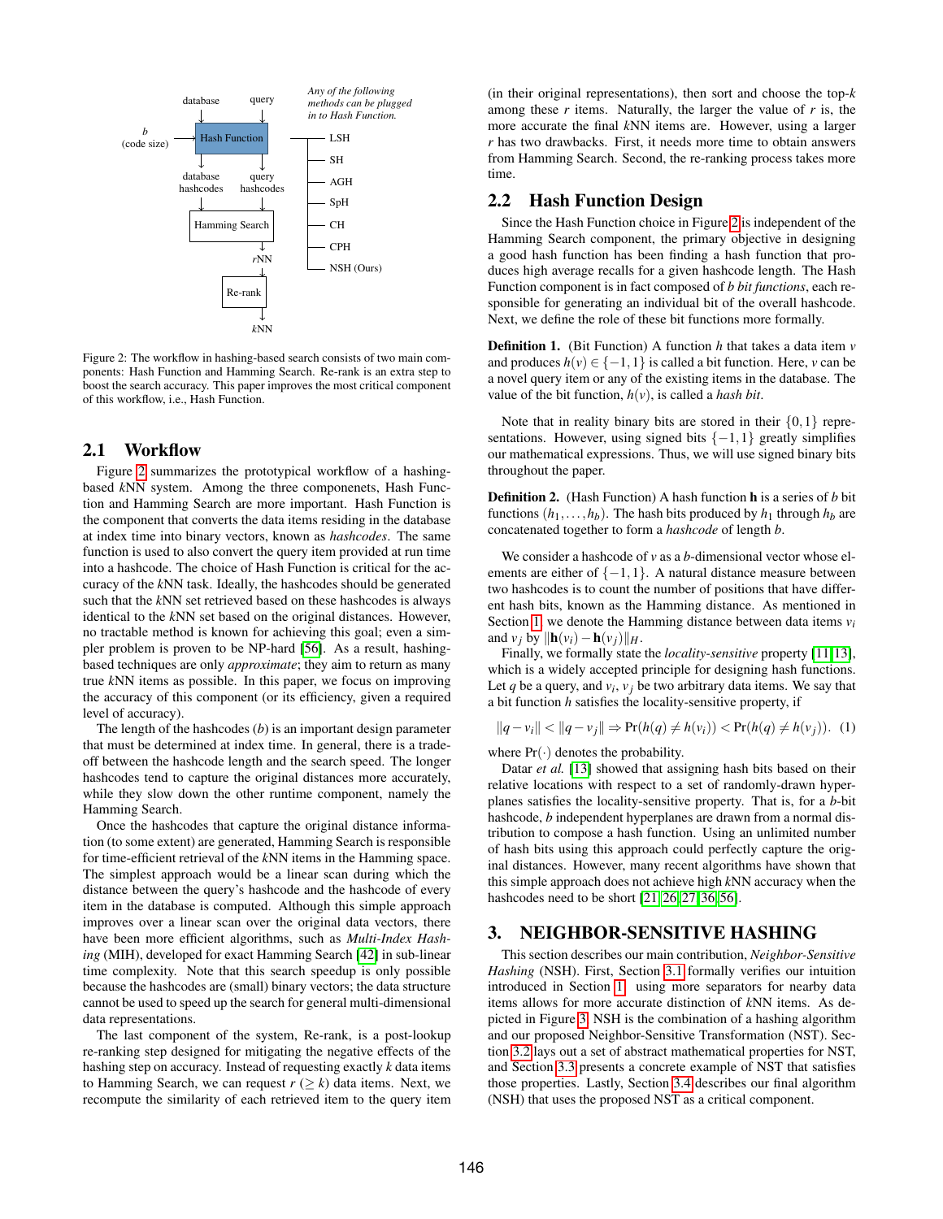Figure 2: The workflow in hashing-based search consists of two main components: Hash Function and Hamming Search. Re-rank is an extra step to boost the search accuracy. This paper improves the most critical component of this workflow, i.e., Hash Function.

## 2.1 Workflow

Figure 2 summarizes the prototypical workflow of a hashing-based $k$NN system. Among the three componenets, Hash Function and Hamming Search are more important. Hash Function is the component that converts the data items residing in the database at index time into binary vectors, known as *hashcodes*. The same function is used to also convert the query item provided at run time into a hashcode. The choice of Hash Function is critical for the accuracy of the $k$NN task. Ideally, the hashcodes should be generated such that the $k$NN set retrieved based on these hashcodes is always identical to the $k$NN set based on the original distances. However, no tractable method is known for achieving this goal; even a simpler problem is proven to be NP-hard [56]. As a result, hashing-based techniques are only *approximate*; they aim to return as many true $k$NN items as possible. In this paper, we focus on improving the accuracy of this component (or its efficiency, given a required level of accuracy).

The length of the hashcodes ($b$) is an important design parameter that must be determined at index time. In general, there is a trade-off between the hashcode length and the search speed. The longer hashcodes tend to capture the original distances more accurately, while they slow down the other runtime component, namely the Hamming Search.

Once the hashcodes that capture the original distance information (to some extent) are generated, Hamming Search is responsible for time-efficient retrieval of the $k$NN items in the Hamming space. The simplest approach would be a linear scan during which the distance between the query's hashcode and the hashcode of every item in the database is computed. Although this simple approach improves over a linear scan over the original data vectors, there have been more efficient algorithms, such as *Multi-Index Hashing* (MIH), developed for exact Hamming Search [42] in sub-linear time complexity. Note that this search speedup is only possible because the hashcodes are (small) binary vectors; the data structure cannot be used to speed up the search for general multi-dimensional data representations.

The last component of the system, Re-rank, is a post-lookup re-ranking step designed for mitigating the negative effects of the hashing step on accuracy. Instead of requesting exactly $k$ data items to Hamming Search, we can request $r$ ($\geq k$) data items. Next, we recompute the similarity of each retrieved item to the query item (in their original representations), then sort and choose the top-$k$ among these $r$ items. Naturally, the larger the value of $r$ is, the more accurate the final $k$NN items are. However, using a larger $r$ has two drawbacks. First, it needs more time to obtain answers from Hamming Search. Second, the re-ranking process takes more time.

## 2.2 Hash Function Design

Since the Hash Function choice in Figure 2 is independent of the Hamming Search component, the primary objective in designing a good hash function has been finding a hash function that produces high average recalls for a given hashcode length. The Hash Function component is in fact composed of $b$ *bit functions*, each responsible for generating an individual bit of the overall hashcode. Next, we define the role of these bit functions more formally.

**Definition 1.** (Bit Function) A function $h$ that takes a data item $v$ and produces $h(v) \in \{-1, 1\}$ is called a bit function. Here, $v$ can be a novel query item or any of the existing items in the database. The value of the bit function, $h(v)$, is called a *hash bit*.

Note that in reality binary bits are stored in their $\{0, 1\}$ representations. However, using signed bits $\{-1, 1\}$ greatly simplifies our mathematical expressions. Thus, we will use signed binary bits throughout the paper.

**Definition 2.** (Hash Function) A hash function $\mathbf{h}$ is a series of $b$ bit functions $(h_1, \ldots, h_b)$. The hash bits produced by $h_1$ through $h_b$ are concatenated together to form a *hashcode* of length $b$.

We consider a hashcode of $v$ as a $b$-dimensional vector whose elements are either of $\{-1, 1\}$. A natural distance measure between two hashcodes is to count the number of positions that have different hash bits, known as the Hamming distance. As mentioned in Section 1, we denote the Hamming distance between data items $v_i$ and $v_j$ by $\|\mathbf{h}(v_i) - \mathbf{h}(v_j)\|_H$.

Finally, we formally state the *locality-sensitive* property [11, 13], which is a widely accepted principle for designing hash functions. Let $q$ be a query, and $v_i$, $v_j$ be two arbitrary data items. We say that a bit function $h$ satisfies the locality-sensitive property, if

$$\|q - v_i\| < \|q - v_j\| \Rightarrow \Pr(h(q) \neq h(v_i)) < \Pr(h(q) \neq h(v_j)). \quad (1)$$

where $\Pr(\cdot)$ denotes the probability.

Datar *et al.* [13] showed that assigning hash bits based on their relative locations with respect to a set of randomly-drawn hyperplanes satisfies the locality-sensitive property. That is, for a $b$-bit hashcode, $b$ independent hyperplanes are drawn from a normal distribution to compose a hash function. Using an unlimited number of hash bits using this approach could perfectly capture the original distances. However, many recent algorithms have shown that this simple approach does not achieve high $k$NN accuracy when the hashcodes need to be short [21, 26, 27, 36, 56].

# 3. NEIGHBOR-SENSITIVE HASHING

This section describes our main contribution, *Neighbor-Sensitive Hashing* (NSH). First, Section 3.1 formally verifies our intuition introduced in Section 1 using more separators for nearby data items allows for more accurate distinction of $k$NN items. As depicted in Figure 3, NSH is the combination of a hashing algorithm and our proposed Neighbor-Sensitive Transformation (NST). Section 3.2 lays out a set of abstract mathematical properties for NST, and Section 3.3 presents a concrete example of NST that satisfies those properties. Lastly, Section 3.4 describes our final algorithm (NSH) that uses the proposed NST as a critical component.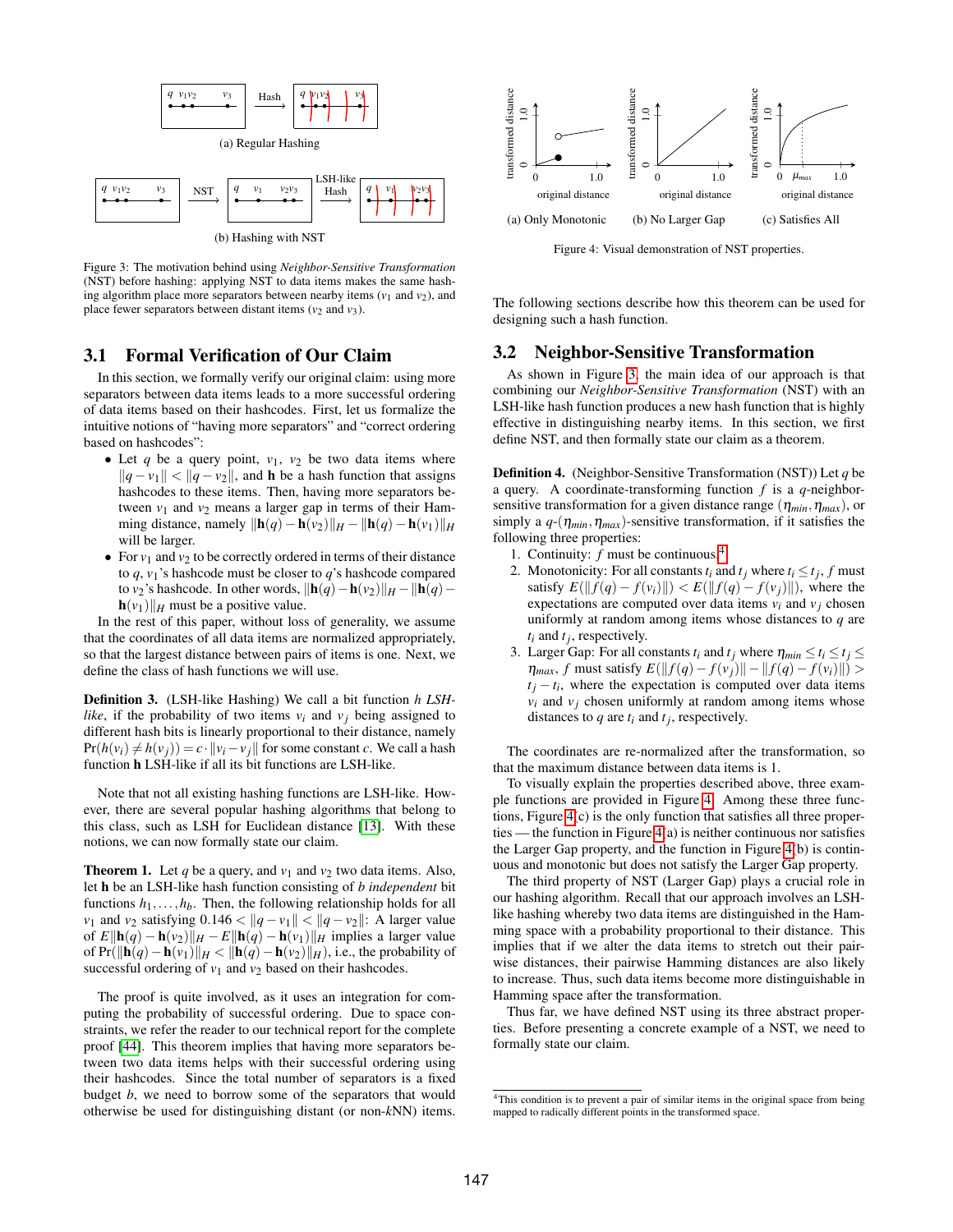Figure 3: The motivation behind using *Neighbor-Sensitive Transformation* (NST) before hashing: applying NST to data items makes the same hashing algorithm place more separators between nearby items ($v_1$ and $v_2$), and place fewer separators between distant items ($v_2$ and $v_3$).

### 3.1 Formal Verification of Our Claim

In this section, we formally verify our original claim: using more separators between data items leads to a more successful ordering of data items based on their hashcodes. First, let us formalize the intuitive notions of "having more separators" and "correct ordering based on hashcodes":

- Let $q$ be a query point, $v_1$, $v_2$ be two data items where $\|q - v_1\| < \|q - v_2\|$, and $\mathbf{h}$ be a hash function that assigns hashcodes to these items. Then, having more separators between $v_1$ and $v_2$ means a larger gap in terms of their Hamming distance, namely $\|\mathbf{h}(q) - \mathbf{h}(v_2)\|_H - \|\mathbf{h}(q) - \mathbf{h}(v_1)\|_H$ will be larger.
- For $v_1$ and $v_2$ to be correctly ordered in terms of their distance to $q$, $v_1$'s hashcode must be closer to $q$'s hashcode compared to $v_2$'s hashcode. In other words, $\|\mathbf{h}(q) - \mathbf{h}(v_2)\|_H - \|\mathbf{h}(q) - \mathbf{h}(v_1)\|_H$ must be a positive value.

In the rest of this paper, without loss of generality, we assume that the coordinates of all data items are normalized appropriately, so that the largest distance between pairs of items is one. Next, we define the class of hash functions we will use.

**Definition 3.** (LSH-like Hashing) We call a bit function $h$ *LSH-like*, if the probability of two items $v_i$ and $v_j$ being assigned to different hash bits is linearly proportional to their distance, namely $\Pr(h(v_i) \neq h(v_j)) = c \cdot \|v_i - v_j\|$ for some constant $c$. We call a hash function $\mathbf{h}$ LSH-like if all its bit functions are LSH-like.

Note that not all existing hashing functions are LSH-like. However, there are several popular hashing algorithms that belong to this class, such as LSH for Euclidean distance [13]. With these notions, we can now formally state our claim.

**Theorem 1.** Let $q$ be a query, and $v_1$ and $v_2$ two data items. Also, let $\mathbf{h}$ be an LSH-like hash function consisting of $b$ *independent* bit functions $h_1, \ldots, h_b$. Then, the following relationship holds for all $v_1$ and $v_2$ satisfying $0.146 < \|q - v_1\| < \|q - v_2\|$: A larger value of $E\|\mathbf{h}(q) - \mathbf{h}(v_2)\|_H - E\|\mathbf{h}(q) - \mathbf{h}(v_1)\|_H$ implies a larger value of $\Pr(\|\mathbf{h}(q) - \mathbf{h}(v_1)\|_H < \|\mathbf{h}(q) - \mathbf{h}(v_2)\|_H)$, i.e., the probability of successful ordering of $v_1$ and $v_2$ based on their hashcodes.

The proof is quite involved, as it uses an integration for computing the probability of successful ordering. Due to space constraints, we refer the reader to our technical report for the complete proof [44]. This theorem implies that having more separators between two data items helps with their successful ordering using their hashcodes. Since the total number of separators is a fixed budget $b$, we need to borrow some of the separators that would otherwise be used for distinguishing distant (or non-$k$NN) items.

Figure 4: Visual demonstration of NST properties. (a) Only Monotonic (b) No Larger Gap (c) Satisfies All

The following sections describe how this theorem can be used for designing such a hash function.

### 3.2 Neighbor-Sensitive Transformation

As shown in Figure 3, the main idea of our approach is that combining our *Neighbor-Sensitive Transformation* (NST) with an LSH-like hash function produces a new hash function that is highly effective in distinguishing nearby items. In this section, we first define NST, and then formally state our claim as a theorem.

**Definition 4.** (Neighbor-Sensitive Transformation (NST)) Let $q$ be a query. A coordinate-transforming function $f$ is a $q$-neighbor-sensitive transformation for a given distance range $(\eta_{min}, \eta_{max})$, or simply a $q$-$(\eta_{min}, \eta_{max})$-sensitive transformation, if it satisfies the following three properties:

1. Continuity: $f$ must be continuous.[4]
2. Monotonicity: For all constants $t_i$ and $t_j$ where $t_i \leq t_j$, $f$ must satisfy $E(\|f(q) - f(v_i)\|) < E(\|f(q) - f(v_j)\|)$, where the expectations are computed over data items $v_i$ and $v_j$ chosen uniformly at random among items whose distances to $q$ are $t_i$ and $t_j$, respectively.
3. Larger Gap: For all constants $t_i$ and $t_j$ where $\eta_{min} \leq t_i \leq t_j \leq \eta_{max}$, $f$ must satisfy $E(\|f(q) - f(v_j)\| - \|f(q) - f(v_i)\|) > t_j - t_i$, where the expectation is computed over data items $v_i$ and $v_j$ chosen uniformly at random among items whose distances to $q$ are $t_i$ and $t_j$, respectively.

The coordinates are re-normalized after the transformation, so that the maximum distance between data items is 1.

To visually explain the properties described above, three example functions are provided in Figure 4. Among these three functions, Figure 4(c) is the only function that satisfies all three properties — the function in Figure 4(a) is neither continuous nor satisfies the Larger Gap property, and the function in Figure 4(b) is continuous and monotonic but does not satisfy the Larger Gap property.

The third property of NST (Larger Gap) plays a crucial role in our hashing algorithm. Recall that our approach involves an LSH-like hashing whereby two data items are distinguished in the Hamming space with a probability proportional to their distance. This implies that if we alter the data items to stretch out their pairwise distances, their pairwise Hamming distances are also likely to increase. Thus, such data items become more distinguishable in Hamming space after the transformation.

Thus far, we have defined NST using its three abstract properties. Before presenting a concrete example of a NST, we need to formally state our claim.

[4] This condition is to prevent a pair of similar items in the original space from being mapped to radically different points in the transformed space.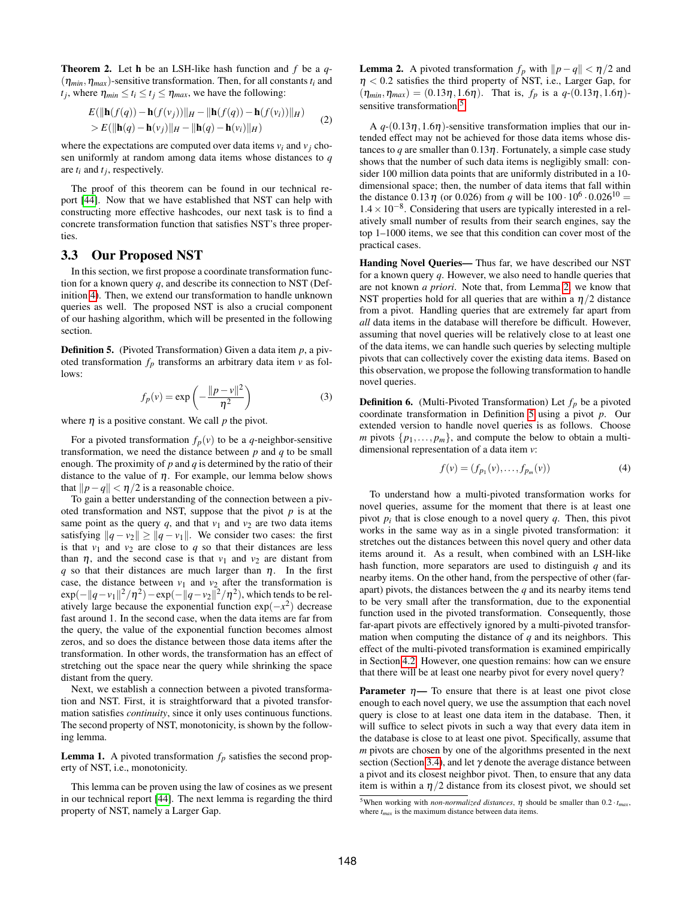**Theorem 2.** Let $\mathbf{h}$ be an LSH-like hash function and $f$ be a $q$-$(\eta_{min}, \eta_{max})$-sensitive transformation. Then, for all constants $t_i$ and $t_j$, where $\eta_{min} \le t_i \le t_j \le \eta_{max}$, we have the following:

$$
\begin{aligned}
& E(\|\mathbf{h}(f(q)) - \mathbf{h}(f(v_j))\|_H - \|\mathbf{h}(f(q)) - \mathbf{h}(f(v_i))\|_H) \\
& > E(\|\mathbf{h}(q) - \mathbf{h}(v_j)\|_H - \|\mathbf{h}(q) - \mathbf{h}(v_i)\|_H)
\end{aligned} \tag{2}
$$

where the expectations are computed over data items $v_i$ and $v_j$ chosen uniformly at random among data items whose distances to $q$ are $t_i$ and $t_j$, respectively.

The proof of this theorem can be found in our technical report [44]. Now that we have established that NST can help with constructing more effective hashcodes, our next task is to find a concrete transformation function that satisfies NST's three properties.

## 3.3 Our Proposed NST

In this section, we first propose a coordinate transformation function for a known query $q$, and describe its connection to NST (Definition 4). Then, we extend our transformation to handle unknown queries as well. The proposed NST is also a crucial component of our hashing algorithm, which will be presented in the following section.

**Definition 5.** (Pivoted Transformation) Given a data item $p$, a pivoted transformation $f_p$ transforms an arbitrary data item $v$ as follows:

$$
f_p(v) = \exp\left(-\frac{\|p - v\|^2}{\eta^2}\right) \tag{3}
$$

where $\eta$ is a positive constant. We call $p$ the pivot.

For a pivoted transformation $f_p(v)$ to be a $q$-neighbor-sensitive transformation, we need the distance between $p$ and $q$ to be small enough. The proximity of $p$ and $q$ is determined by the ratio of their distance to the value of $\eta$. For example, our lemma below shows that $\|p - q\| < \eta/2$ is a reasonable choice.

To gain a better understanding of the connection between a pivoted transformation and NST, suppose that the pivot $p$ is at the same point as the query $q$, and that $v_1$ and $v_2$ are two data items satisfying $\|q - v_2\| \ge \|q - v_1\|$. We consider two cases: the first is that $v_1$ and $v_2$ are close to $q$ so that their distances are less than $\eta$, and the second case is that $v_1$ and $v_2$ are distant from $q$ so that their distances are much larger than $\eta$. In the first case, the distance between $v_1$ and $v_2$ after the transformation is $\exp(-\|q - v_1\|^2/\eta^2) - \exp(-\|q - v_2\|^2/\eta^2)$, which tends to be relatively large because the exponential function $\exp(-x^2)$ decrease fast around 1. In the second case, when the data items are far from the query, the value of the exponential function becomes almost zeros, and so does the distance between those data items after the transformation. In other words, the transformation has an effect of stretching out the space near the query while shrinking the space distant from the query.

Next, we establish a connection between a pivoted transformation and NST. First, it is straightforward that a pivoted transformation satisfies *continuity*, since it only uses continuous functions. The second property of NST, monotonicity, is shown by the following lemma.

**Lemma 1.** A pivoted transformation $f_p$ satisfies the second property of NST, i.e., monotonicity.

This lemma can be proven using the law of cosines as we present in our technical report [44]. The next lemma is regarding the third property of NST, namely a Larger Gap.

**Lemma 2.** A pivoted transformation $f_p$ with $\|p - q\| < \eta/2$ and $\eta < 0.2$ satisfies the third property of NST, i.e., Larger Gap, for $(\eta_{min}, \eta_{max}) = (0.13\eta, 1.6\eta)$. That is, $f_p$ is a $q$-$(0.13\eta, 1.6\eta)$-sensitive transformation.[5]

A $q$-$(0.13\eta, 1.6\eta)$-sensitive transformation implies that our intended effect may not be achieved for those data items whose distances to $q$ are smaller than $0.13\eta$. Fortunately, a simple case study shows that the number of such data items is negligibly small: consider 100 million data points that are uniformly distributed in a 10-dimensional space; then, the number of data items that fall within the distance $0.13\eta$ (or 0.026) from $q$ will be $100 \cdot 10^6 \cdot 0.026^{10} = 1.4 \times 10^{-8}$. Considering that users are typically interested in a relatively small number of results from their search engines, say the top 1–1000 items, we see that this condition can cover most of the practical cases.

**Handing Novel Queries—** Thus far, we have described our NST for a known query $q$. However, we also need to handle queries that are not known *a priori*. Note that, from Lemma 2, we know that NST properties hold for all queries that are within a $\eta/2$ distance from a pivot. Handling queries that are extremely far apart from *all* data items in the database will therefore be difficult. However, assuming that novel queries will be relatively close to at least one of the data items, we can handle such queries by selecting multiple pivots that can collectively cover the existing data items. Based on this observation, we propose the following transformation to handle novel queries.

**Definition 6.** (Multi-Pivoted Transformation) Let $f_p$ be a pivoted coordinate transformation in Definition 5 using a pivot $p$. Our extended version to handle novel queries is as follows. Choose $m$ pivots $\{p_1, \ldots, p_m\}$, and compute the below to obtain a multi-dimensional representation of a data item $v$:

$$
f(v) = (f_{p_1}(v), \ldots, f_{p_m}(v)) \tag{4}
$$

To understand how a multi-pivoted transformation works for novel queries, assume for the moment that there is at least one pivot $p_i$ that is close enough to a novel query $q$. Then, this pivot works in the same way as in a single pivoted transformation: it stretches out the distances between this novel query and other data items around it. As a result, when combined with an LSH-like hash function, more separators are used to distinguish $q$ and its nearby items. On the other hand, from the perspective of other (far-apart) pivots, the distances between the $q$ and its nearby items tend to be very small after the transformation, due to the exponential function used in the pivoted transformation. Consequently, those far-apart pivots are effectively ignored by a multi-pivoted transformation when computing the distance of $q$ and its neighbors. This effect of the multi-pivoted transformation is examined empirically in Section 4.2. However, one question remains: how can we ensure that there will be at least one nearby pivot for every novel query?

**Parameter $\eta$—** To ensure that there is at least one pivot close enough to each novel query, we use the assumption that each novel query is close to at least one data item in the database. Then, it will suffice to select pivots in such a way that every data item in the database is close to at least one pivot. Specifically, assume that $m$ pivots are chosen by one of the algorithms presented in the next section (Section 3.4), and let $\gamma$ denote the average distance between a pivot and its closest neighbor pivot. Then, to ensure that any data item is within a $\eta/2$ distance from its closest pivot, we should set

[5] When working with *non-normalized distances*, $\eta$ should be smaller than $0.2 \cdot t_{max}$, where $t_{max}$ is the maximum distance between data items.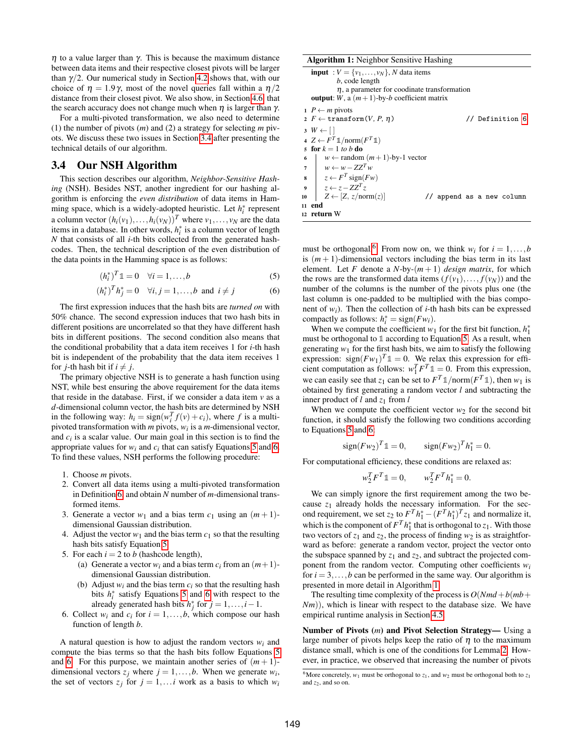$\eta$ to a value larger than $\gamma$. This is because the maximum distance between data items and their respective closest pivots will be larger than $\gamma/2$. Our numerical study in Section 4.2 shows that, with our choice of $\eta = 1.9\gamma$, most of the novel queries fall within a $\eta/2$ distance from their closest pivot. We also show, in Section 4.6, that the search accuracy does not change much when $\eta$ is larger than $\gamma$.

For a multi-pivoted transformation, we also need to determine (1) the number of pivots ($m$) and (2) a strategy for selecting $m$ pivots. We discuss these two issues in Section 3.4 after presenting the technical details of our algorithm.

## 3.4 Our NSH Algorithm

This section describes our algorithm, *Neighbor-Sensitive Hashing* (NSH). Besides NST, another ingredient for our hashing algorithm is enforcing the *even distribution* of data items in Hamming space, which is a widely-adopted heuristic. Let $h_i^*$ represent a column vector $(h_i(v_1), \ldots, h_i(v_N))^T$ where $v_1, \ldots, v_N$ are the data items in a database. In other words, $h_i^*$ is a column vector of length $N$ that consists of all $i$-th bits collected from the generated hashcodes. Then, the technical description of the even distribution of the data points in the Hamming space is as follows:

$$(h_i^*)^T \mathbb{1} = 0 \quad \forall i = 1, \ldots, b \tag{5}$$

$$(h_i^*)^T h_j^* = 0 \quad \forall i, j = 1, \ldots, b \text{ and } i \neq j \tag{6}$$

The first expression induces that the hash bits are *turned on* with 50% chance. The second expression induces that two hash bits in different positions are uncorrelated so that they have different hash bits in different positions. The second condition also means that the conditional probability that a data item receives 1 for $i$-th hash bit is independent of the probability that the data item receives 1 for $j$-th hash bit if $i \neq j$.

The primary objective NSH is to generate a hash function using NST, while best ensuring the above requirement for the data items that reside in the database. First, if we consider a data item $v$ as a $d$-dimensional column vector, the hash bits are determined by NSH in the following way: $h_i = \text{sign}(w_i^T f(v) + c_i)$, where $f$ is a multi-pivoted transformation with $m$ pivots, $w_i$ is a $m$-dimensional vector, and $c_i$ is a scalar value. Our main goal in this section is to find the appropriate values for $w_i$ and $c_i$ that can satisfy Equations 5 and 6. To find these values, NSH performs the following procedure:

1. Choose $m$ pivots.
2. Convert all data items using a multi-pivoted transformation in Definition 6, and obtain $N$ number of $m$-dimensional transformed items.
3. Generate a vector $w_1$ and a bias term $c_1$ using an $(m+1)$-dimensional Gaussian distribution.
4. Adjust the vector $w_1$ and the bias term $c_1$ so that the resulting hash bits satisfy Equation 5.
5. For each $i = 2$ to $b$ (hashcode length),
   (a) Generate a vector $w_i$ and a bias term $c_i$ from an $(m+1)$-dimensional Gaussian distribution.
   (b) Adjust $w_i$ and the bias term $c_i$ so that the resulting hash bits $h_i^*$ satisfy Equations 5 and 6 with respect to the already generated hash bits $h_j^*$ for $j = 1, \ldots, i-1$.
6. Collect $w_i$ and $c_i$ for $i = 1, \ldots, b$, which compose our hash function of length $b$.

A natural question is how to adjust the random vectors $w_i$ and compute the bias terms so that the hash bits follow Equations 5 and 6. For this purpose, we maintain another series of $(m+1)$-dimensional vectors $z_j$ where $j = 1, \ldots, b$. When we generate $w_i$, the set of vectors $z_j$ for $j = 1, \ldots i$ work as a basis to which $w_i$ must be orthogonal.[6] From now on, we think $w_i$ for $i = 1, \ldots, b$ is $(m+1)$-dimensional vectors including the bias term in its last element. Let $F$ denote a $N$-by-$(m+1)$ *design matrix*, for which the rows are the transformed data items $(f(v_1), \ldots, f(v_N))$ and the number of the columns is the number of the pivots plus one (the last column is one-padded to be multiplied with the bias component of $w_i$). Then the collection of $i$-th hash bits can be expressed compactly as follows: $h_i^* = \text{sign}(F w_i)$.

**Algorithm 1:** Neighbor Sensitive Hashing

```
input  : V = {v_1, ..., v_N}, N data items
         b, code length
         η, a parameter for coodinate transformation
output: W, a (m+1)-by-b coefficient matrix
1  P ← m pivots
2  F ← transform(V, P, η)                // Definition 6
3  W ← [ ]
4  Z ← F^T 1/norm(F^T 1)
5  for k = 1 to b do
6  |   w ← random (m+1)-by-1 vector
7  |   w ← w − Z Z^T w
8  |   z ← F^T sign(Fw)
9  |   z ← z − Z Z^T z
10 |   Z ← [Z, z/norm(z)]                // append as a new column
11 end
12 return W
```

When we compute the coefficient $w_1$ for the first bit function, $h_1^*$ must be orthogonal to $\mathbb{1}$ according to Equation 5. As a result, when generating $w_1$ for the first hash bits, we aim to satisfy the following expression: $\text{sign}(F w_1)^T \mathbb{1} = 0$. We relax this expression for efficient computation as follows: $w_1^T F^T \mathbb{1} = 0$. From this expression, we can easily see that $z_1$ can be set to $F^T \mathbb{1}/\text{norm}(F^T \mathbb{1})$, then $w_1$ is obtained by first generating a random vector $l$ and subtracting the inner product of $l$ and $z_1$ from $l$

When we compute the coefficient vector $w_2$ for the second bit function, it should satisfy the following two conditions according to Equations 5 and 6:

$$\text{sign}(F w_2)^T \mathbb{1} = 0, \qquad \text{sign}(F w_2)^T h_1^* = 0.$$

For computational efficiency, these conditions are relaxed as:

$$w_2^T F^T \mathbb{1} = 0, \qquad w_2^T F^T h_1^* = 0.$$

We can simply ignore the first requirement among the two because $z_1$ already holds the necessary information. For the second requirement, we set $z_2$ to $F^T h_1^* - (F^T h_1^*)^T z_1$ and normalize it, which is the component of $F^T h_1^*$ that is orthogonal to $z_1$. With those two vectors of $z_1$ and $z_2$, the process of finding $w_2$ is as straightforward as before: generate a random vector, project the vector onto the subspace spanned by $z_1$ and $z_2$, and subtract the projected component from the random vector. Computing other coefficients $w_i$ for $i = 3, \ldots, b$ can be performed in the same way. Our algorithm is presented in more detail in Algorithm 1.

The resulting time complexity of the process is $O(Nmd + b(mb + Nm))$, which is linear with respect to the database size. We have empirical runtime analysis in Section 4.5.

**Number of Pivots ($m$) and Pivot Selection Strategy—** Using a large number of pivots helps keep the ratio of $\eta$ to the maximum distance small, which is one of the conditions for Lemma 2. However, in practice, we observed that increasing the number of pivots

[6] More concretely, $w_1$ must be orthogonal to $z_1$, and $w_2$ must be orthogonal both to $z_1$ and $z_2$, and so on.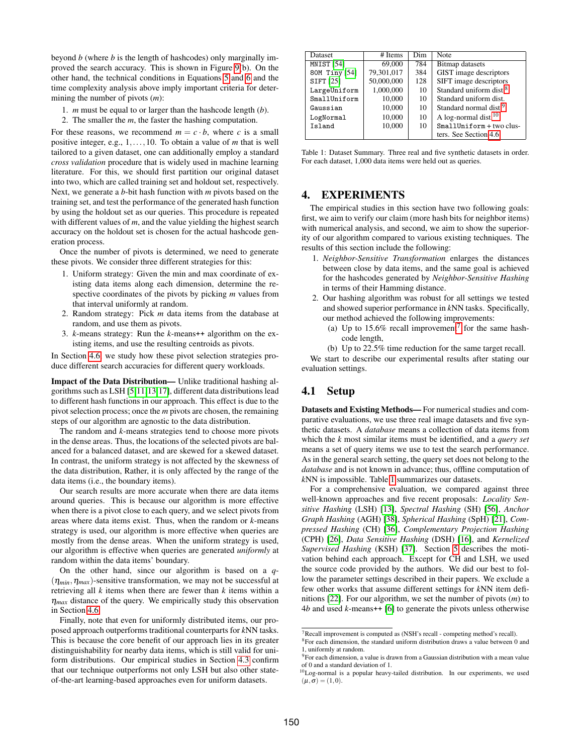beyond $b$ (where $b$ is the length of hashcodes) only marginally improved the search accuracy. This is shown in Figure 9(b). On the other hand, the technical conditions in Equations 5 and 6 and the time complexity analysis above imply important criteria for determining the number of pivots ($m$):

1. $m$ must be equal to or larger than the hashcode length ($b$).
2. The smaller the $m$, the faster the hashing computation.

For these reasons, we recommend $m = c \cdot b$, where $c$ is a small positive integer, e.g., $1, \ldots, 10$. To obtain a value of $m$ that is well tailored to a given dataset, one can additionally employ a standard *cross validation* procedure that is widely used in machine learning literature. For this, we should first partition our original dataset into two, which are called training set and holdout set, respectively. Next, we generate a $b$-bit hash function with $m$ pivots based on the training set, and test the performance of the generated hash function by using the holdout set as our queries. This procedure is repeated with different values of $m$, and the value yielding the highest search accuracy on the holdout set is chosen for the actual hashcode generation process.

Once the number of pivots is determined, we need to generate these pivots. We consider three different strategies for this:

1. Uniform strategy: Given the min and max coordinate of existing data items along each dimension, determine the respective coordinates of the pivots by picking $m$ values from that interval uniformly at random.
2. Random strategy: Pick $m$ data items from the database at random, and use them as pivots.
3. $k$-means strategy: Run the $k$-means++ algorithm on the existing items, and use the resulting centroids as pivots.

In Section 4.6, we study how these pivot selection strategies produce different search accuracies for different query workloads.

**Impact of the Data Distribution—** Unlike traditional hashing algorithms such as LSH [5,11,13,17], different data distributions lead to different hash functions in our approach. This effect is due to the pivot selection process; once the $m$ pivots are chosen, the remaining steps of our algorithm are agnostic to the data distribution.

The random and $k$-means strategies tend to choose more pivots in the dense areas. Thus, the locations of the selected pivots are balanced for a balanced dataset, and are skewed for a skewed dataset. In contrast, the uniform strategy is not affected by the skewness of the data distribution, Rather, it is only affected by the range of the data items (i.e., the boundary items).

Our search results are more accurate when there are data items around queries. This is because our algorithm is more effective when there is a pivot close to each query, and we select pivots from areas where data items exist. Thus, when the random or $k$-means strategy is used, our algorithm is more effective when queries are mostly from the dense areas. When the uniform strategy is used, our algorithm is effective when queries are generated *uniformly* at random within the data items' boundary.

On the other hand, since our algorithm is based on a $q$-$(\eta_{min}, \eta_{max})$-sensitive transformation, we may not be successful at retrieving all $k$ items when there are fewer than $k$ items within a $\eta_{max}$ distance of the query. We empirically study this observation in Section 4.6.

Finally, note that even for uniformly distributed items, our proposed approach outperforms traditional counterparts for $k$NN tasks. This is because the core benefit of our approach lies in its greater distinguishability for nearby data items, which is still valid for uniform distributions. Our empirical studies in Section 4.3 confirm that our technique outperforms not only LSH but also other state-of-the-art learning-based approaches even for uniform datasets.

| Dataset | # Items | Dim | Note |
|---|---|---|---|
| MNIST [54] | 69,000 | 784 | Bitmap datasets |
| 80M Tiny [54] | 79,301,017 | 384 | GIST image descriptors |
| SIFT [25] | 50,000,000 | 128 | SIFT image descriptors |
| LargeUniform | 1,000,000 | 10 | Standard uniform dist.[8] |
| SmallUniform | 10,000 | 10 | Standard uniform dist. |
| Gaussian | 10,000 | 10 | Standard normal dist.[9] |
| LogNormal | 10,000 | 10 | A log-normal dist.[10] |
| Island | 10,000 | 10 | SmallUniform + two clusters. See Section 4.6. |

Table 1: Dataset Summary. Three real and five synthetic datasets in order. For each dataset, 1,000 data items were held out as queries.

## 4. EXPERIMENTS

The empirical studies in this section have two following goals: first, we aim to verify our claim (more hash bits for neighbor items) with numerical analysis, and second, we aim to show the superiority of our algorithm compared to various existing techniques. The results of this section include the following:

1. *Neighbor-Sensitive Transformation* enlarges the distances between close by data items, and the same goal is achieved for the hashcodes generated by *Neighbor-Sensitive Hashing* in terms of their Hamming distance.
2. Our hashing algorithm was robust for all settings we tested and showed superior performance in $k$NN tasks. Specifically, our method achieved the following improvements:
   (a) Up to 15.6% recall improvement[7] for the same hashcode length,
   (b) Up to 22.5% time reduction for the same target recall.

We start to describe our experimental results after stating our evaluation settings.

### 4.1 Setup

**Datasets and Existing Methods—** For numerical studies and comparative evaluations, we use three real image datasets and five synthetic datasets. A *database* means a collection of data items from which the $k$ most similar items must be identified, and a *query set* means a set of query items we use to test the search performance. As in the general search setting, the query set does not belong to the *database* and is not known in advance; thus, offline computation of $k$NN is impossible. Table 1 summarizes our datasets.

For a comprehensive evaluation, we compared against three well-known approaches and five recent proposals: *Locality Sensitive Hashing* (LSH) [13], *Spectral Hashing* (SH) [56], *Anchor Graph Hashing* (AGH) [38], *Spherical Hashing* (SpH) [21], *Compressed Hashing* (CH) [36], *Complementary Projection Hashing* (CPH) [26], *Data Sensitive Hashing* (DSH) [16], and *Kernelized Supervised Hashing* (KSH) [37]. Section 5 describes the motivation behind each approach. Except for CH and LSH, we used the source code provided by the authors. We did our best to follow the parameter settings described in their papers. We exclude a few other works that assume different settings for $k$NN item definitions [22]. For our algorithm, we set the number of pivots ($m$) to $4b$ and used $k$-means++ [6] to generate the pivots unless otherwise

[7] Recall improvement is computed as (NSH's recall - competing method's recall).

[8] For each dimension, the standard uniform distribution draws a value between 0 and 1, uniformly at random.

[9] For each dimension, a value is drawn from a Gaussian distribution with a mean value of 0 and a standard deviation of 1.

[10] Log-normal is a popular heavy-tailed distribution. In our experiments, we used $(\mu, \sigma) = (1, 0)$.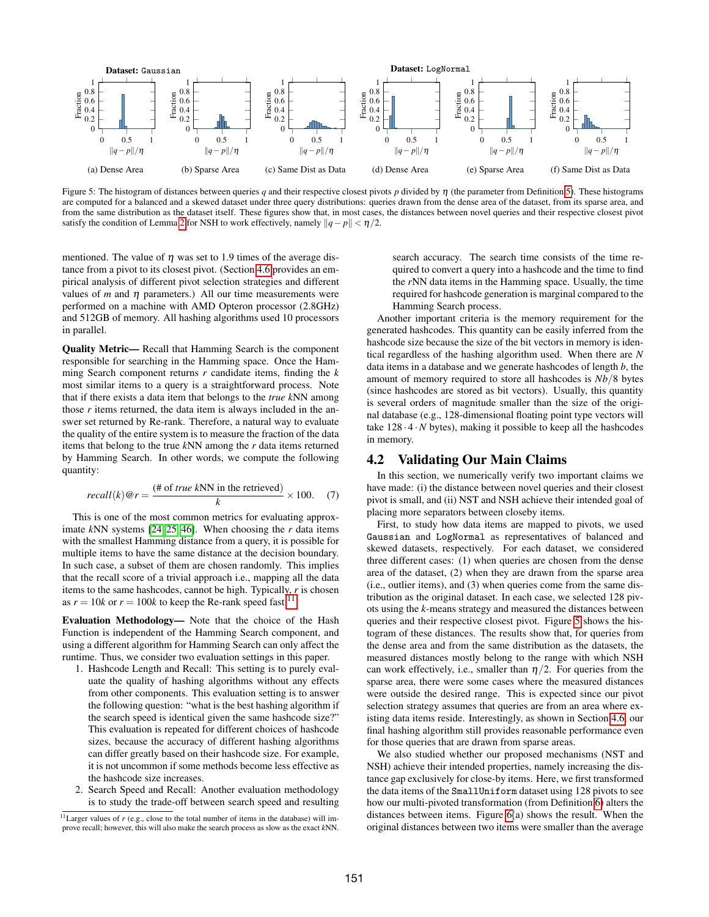**Dataset:** Gaussian — **Dataset:** LogNormal

(a) Dense Area (b) Sparse Area (c) Same Dist as Data (d) Dense Area (e) Sparse Area (f) Same Dist as Data

Figure 5: The histogram of distances between queries $q$ and their respective closest pivots $p$ divided by $\eta$ (the parameter from Definition 5). These histograms are computed for a balanced and a skewed dataset under three query distributions: queries drawn from the dense area of the dataset, from its sparse area, and from the same distribution as the dataset itself. These figures show that, in most cases, the distances between novel queries and their respective closest pivot satisfy the condition of Lemma 2 for NSH to work effectively, namely $\|q - p\| < \eta/2$.

mentioned. The value of $\eta$ was set to 1.9 times of the average distance from a pivot to its closest pivot. (Section 4.6 provides an empirical analysis of different pivot selection strategies and different values of $m$ and $\eta$ parameters.) All our time measurements were performed on a machine with AMD Opteron processor (2.8GHz) and 512GB of memory. All hashing algorithms used 10 processors in parallel.

**Quality Metric—** Recall that Hamming Search is the component responsible for searching in the Hamming space. Once the Hamming Search component returns $r$ candidate items, finding the $k$ most similar items to a query is a straightforward process. Note that if there exists a data item that belongs to the *true* $k$NN among those $r$ items returned, the data item is always included in the answer set returned by Re-rank. Therefore, a natural way to evaluate the quality of the entire system is to measure the fraction of the data items that belong to the true $k$NN among the $r$ data items returned by Hamming Search. In other words, we compute the following quantity:

$$recall(k)@r = \frac{(\text{\# of } true\ k\text{NN in the retrieved})}{k} \times 100. \quad (7)$$

This is one of the most common metrics for evaluating approximate $k$NN systems [24, 25, 46]. When choosing the $r$ data items with the smallest Hamming distance from a query, it is possible for multiple items to have the same distance at the decision boundary. In such case, a subset of them are chosen randomly. This implies that the recall score of a trivial approach i.e., mapping all the data items to the same hashcodes, cannot be high. Typically, $r$ is chosen as $r = 10k$ or $r = 100k$ to keep the Re-rank speed fast.[11]

**Evaluation Methodology—** Note that the choice of the Hash Function is independent of the Hamming Search component, and using a different algorithm for Hamming Search can only affect the runtime. Thus, we consider two evaluation settings in this paper.

1. Hashcode Length and Recall: This setting is to purely evaluate the quality of hashing algorithms without any effects from other components. This evaluation setting is to answer the following question: "what is the best hashing algorithm if the search speed is identical given the same hashcode size?" This evaluation is repeated for different choices of hashcode sizes, because the accuracy of different hashing algorithms can differ greatly based on their hashcode size. For example, it is not uncommon if some methods become less effective as the hashcode size increases.
2. Search Speed and Recall: Another evaluation methodology is to study the trade-off between search speed and resulting search accuracy. The search time consists of the time required to convert a query into a hashcode and the time to find the $r$NN data items in the Hamming space. Usually, the time required for hashcode generation is marginal compared to the Hamming Search process.

[11] Larger values of $r$ (e.g., close to the total number of items in the database) will improve recall; however, this will also make the search process as slow as the exact $k$NN.

Another important criteria is the memory requirement for the generated hashcodes. This quantity can be easily inferred from the hashcode size because the size of the bit vectors in memory is identical regardless of the hashing algorithm used. When there are $N$ data items in a database and we generate hashcodes of length $b$, the amount of memory required to store all hashcodes is $Nb/8$ bytes (since hashcodes are stored as bit vectors). Usually, this quantity is several orders of magnitude smaller than the size of the original database (e.g., 128-dimensional floating point type vectors will take $128 \cdot 4 \cdot N$ bytes), making it possible to keep all the hashcodes in memory.

## 4.2 Validating Our Main Claims

In this section, we numerically verify two important claims we have made: (i) the distance between novel queries and their closest pivot is small, and (ii) NST and NSH achieve their intended goal of placing more separators between closeby items.

First, to study how data items are mapped to pivots, we used `Gaussian` and `LogNormal` as representatives of balanced and skewed datasets, respectively. For each dataset, we considered three different cases: (1) when queries are chosen from the dense area of the dataset, (2) when they are drawn from the sparse area (i.e., outlier items), and (3) when queries come from the same distribution as the original dataset. In each case, we selected 128 pivots using the $k$-means strategy and measured the distances between queries and their respective closest pivot. Figure 5 shows the histogram of these distances. The results show that, for queries from the dense area and from the same distribution as the datasets, the measured distances mostly belong to the range with which NSH can work effectively, i.e., smaller than $\eta/2$. For queries from the sparse area, there were some cases where the measured distances were outside the desired range. This is expected since our pivot selection strategy assumes that queries are from an area where existing data items reside. Interestingly, as shown in Section 4.6, our final hashing algorithm still provides reasonable performance even for those queries that are drawn from sparse areas.

We also studied whether our proposed mechanisms (NST and NSH) achieve their intended properties, namely increasing the distance gap exclusively for close-by items. Here, we first transformed the data items of the `SmallUniform` dataset using 128 pivots to see how our multi-pivoted transformation (from Definition 6) alters the distances between items. Figure 6(a) shows the result. When the original distances between two items were smaller than the average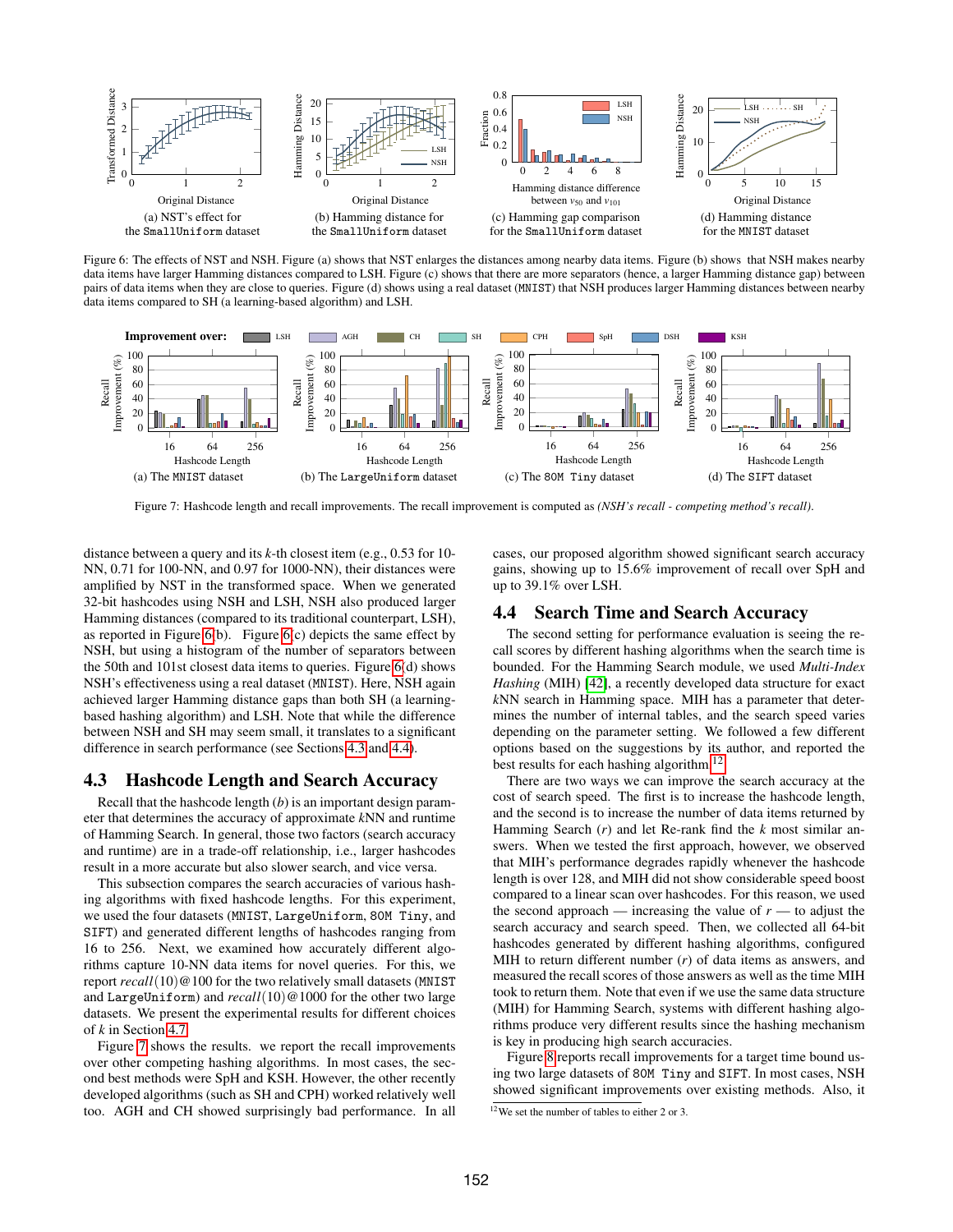(a) NST's effect for the SmallUniform dataset

(b) Hamming distance for the SmallUniform dataset

(c) Hamming gap comparison for the SmallUniform dataset

(d) Hamming distance for the MNIST dataset

Figure 6: The effects of NST and NSH. Figure (a) shows that NST enlarges the distances among nearby data items. Figure (b) shows that NSH makes nearby data items have larger Hamming distances compared to LSH. Figure (c) shows that there are more separators (hence, a larger Hamming distance gap) between pairs of data items when they are close to queries. Figure (d) shows using a real dataset (MNIST) that NSH produces larger Hamming distances between nearby data items compared to SH (a learning-based algorithm) and LSH.

(a) The MNIST dataset

(b) The LargeUniform dataset

(c) The 80M Tiny dataset

(d) The SIFT dataset

Figure 7: Hashcode length and recall improvements. The recall improvement is computed as *(NSH's recall - competing method's recall)*.

distance between a query and its $k$-th closest item (e.g., 0.53 for 10-NN, 0.71 for 100-NN, and 0.97 for 1000-NN), their distances were amplified by NST in the transformed space. When we generated 32-bit hashcodes using NSH and LSH, NSH also produced larger Hamming distances (compared to its traditional counterpart, LSH), as reported in Figure 6(b). Figure 6(c) depicts the same effect by NSH, but using a histogram of the number of separators between the 50th and 101st closest data items to queries. Figure 6(d) shows NSH's effectiveness using a real dataset (MNIST). Here, NSH again achieved larger Hamming distance gaps than both SH (a learning-based hashing algorithm) and LSH. Note that while the difference between NSH and SH may seem small, it translates to a significant difference in search performance (see Sections 4.3 and 4.4).

## 4.3 Hashcode Length and Search Accuracy

Recall that the hashcode length ($b$) is an important design parameter that determines the accuracy of approximate $k$NN and runtime of Hamming Search. In general, those two factors (search accuracy and runtime) are in a trade-off relationship, i.e., larger hashcodes result in a more accurate but also slower search, and vice versa.

This subsection compares the search accuracies of various hashing algorithms with fixed hashcode lengths. For this experiment, we used the four datasets (MNIST, LargeUniform, 80M Tiny, and SIFT) and generated different lengths of hashcodes ranging from 16 to 256. Next, we examined how accurately different algorithms capture 10-NN data items for novel queries. For this, we report *recall*(10)@100 for the two relatively small datasets (MNIST and LargeUniform) and *recall*(10)@1000 for the other two large datasets. We present the experimental results for different choices of $k$ in Section 4.7.

Figure 7 shows the results. we report the recall improvements over other competing hashing algorithms. In most cases, the second best methods were SpH and KSH. However, the other recently developed algorithms (such as SH and CPH) worked relatively well too. AGH and CH showed surprisingly bad performance. In all cases, our proposed algorithm showed significant search accuracy gains, showing up to 15.6% improvement of recall over SpH and up to 39.1% over LSH.

## 4.4 Search Time and Search Accuracy

The second setting for performance evaluation is seeing the recall scores by different hashing algorithms when the search time is bounded. For the Hamming Search module, we used *Multi-Index Hashing* (MIH) [42], a recently developed data structure for exact $k$NN search in Hamming space. MIH has a parameter that determines the number of internal tables, and the search speed varies depending on the parameter setting. We followed a few different options based on the suggestions by its author, and reported the best results for each hashing algorithm[12].

There are two ways we can improve the search accuracy at the cost of search speed. The first is to increase the hashcode length, and the second is to increase the number of data items returned by Hamming Search ($r$) and let Re-rank find the $k$ most similar answers. When we tested the first approach, however, we observed that MIH's performance degrades rapidly whenever the hashcode length is over 128, and MIH did not show considerable speed boost compared to a linear scan over hashcodes. For this reason, we used the second approach — increasing the value of $r$ — to adjust the search accuracy and search speed. Then, we collected all 64-bit hashcodes generated by different hashing algorithms, configured MIH to return different number ($r$) of data items as answers, and measured the recall scores of those answers as well as the time MIH took to return them. Note that even if we use the same data structure (MIH) for Hamming Search, systems with different hashing algorithms produce very different results since the hashing mechanism is key in producing high search accuracies.

Figure 8 reports recall improvements for a target time bound using two large datasets of 80M Tiny and SIFT. In most cases, NSH showed significant improvements over existing methods. Also, it

[12] We set the number of tables to either 2 or 3.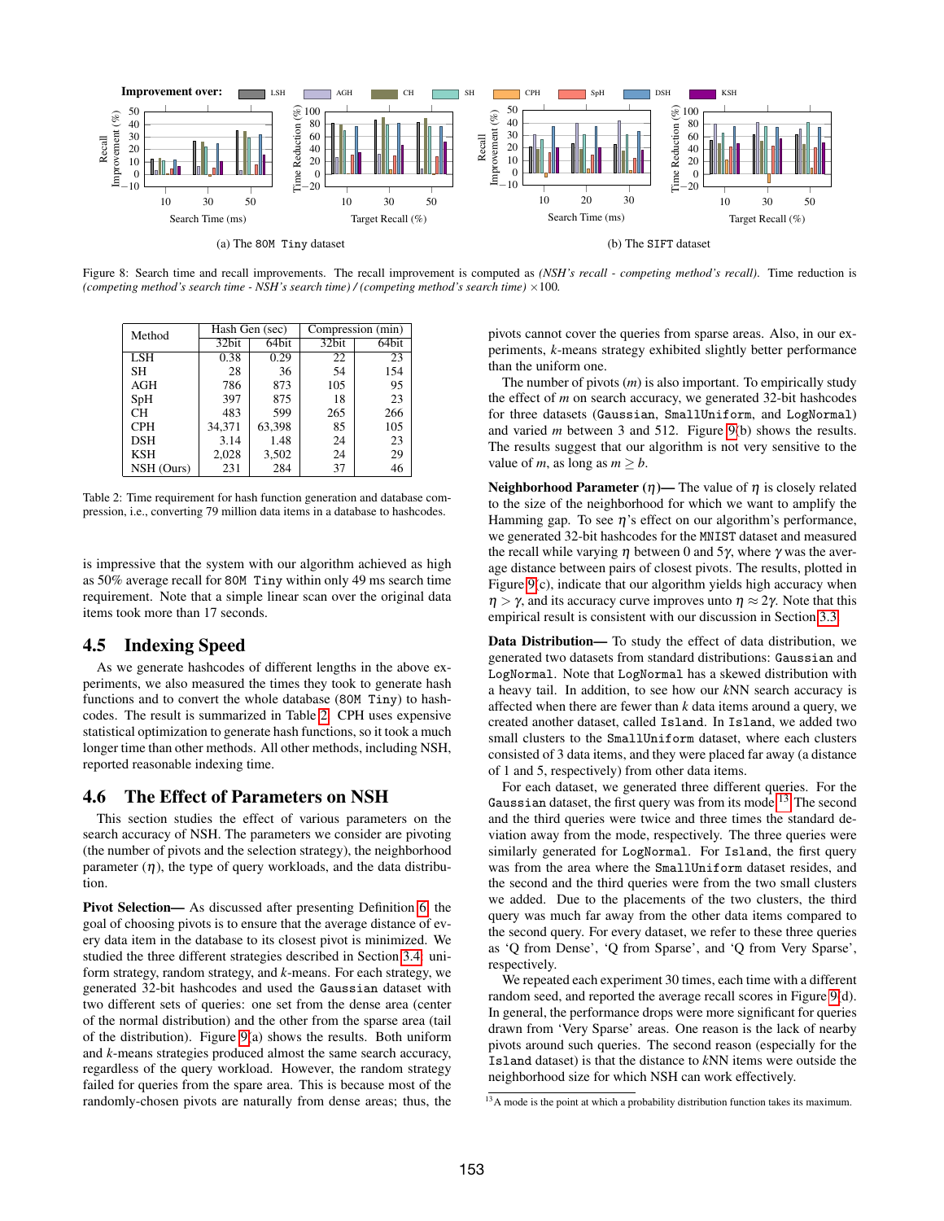Figure 8: Search time and recall improvements. The recall improvement is computed as *(NSH's recall - competing method's recall)*. Time reduction is *(competing method's search time - NSH's search time) / (competing method's search time)* ×100.

(a) The 80M Tiny dataset

(b) The SIFT dataset

| Method | Hash Gen (sec) | | Compression (min) | |
|---|---|---|---|---|
| | 32bit | 64bit | 32bit | 64bit |
| LSH | 0.38 | 0.29 | 22 | 23 |
| SH | 28 | 36 | 54 | 154 |
| AGH | 786 | 873 | 105 | 95 |
| SpH | 397 | 875 | 18 | 23 |
| CH | 483 | 599 | 265 | 266 |
| CPH | 34,371 | 63,398 | 85 | 105 |
| DSH | 3.14 | 1.48 | 24 | 23 |
| KSH | 2,028 | 3,502 | 24 | 29 |
| NSH (Ours) | 231 | 284 | 37 | 46 |

Table 2: Time requirement for hash function generation and database compression, i.e., converting 79 million data items in a database to hashcodes.

is impressive that the system with our algorithm achieved as high as 50% average recall for 80M Tiny within only 49 ms search time requirement. Note that a simple linear scan over the original data items took more than 17 seconds.

## 4.5 Indexing Speed

As we generate hashcodes of different lengths in the above experiments, we also measured the times they took to generate hash functions and to convert the whole database (80M Tiny) to hashcodes. The result is summarized in Table 2. CPH uses expensive statistical optimization to generate hash functions, so it took a much longer time than other methods. All other methods, including NSH, reported reasonable indexing time.

## 4.6 The Effect of Parameters on NSH

This section studies the effect of various parameters on the search accuracy of NSH. The parameters we consider are pivoting (the number of pivots and the selection strategy), the neighborhood parameter ($\eta$), the type of query workloads, and the data distribution.

**Pivot Selection—** As discussed after presenting Definition 6, the goal of choosing pivots is to ensure that the average distance of every data item in the database to its closest pivot is minimized. We studied the three different strategies described in Section 3.4: uniform strategy, random strategy, and $k$-means. For each strategy, we generated 32-bit hashcodes and used the Gaussian dataset with two different sets of queries: one set from the dense area (center of the normal distribution) and the other from the sparse area (tail of the distribution). Figure 9(a) shows the results. Both uniform and $k$-means strategies produced almost the same search accuracy, regardless of the query workload. However, the random strategy failed for queries from the spare area. This is because most of the randomly-chosen pivots are naturally from dense areas; thus, the pivots cannot cover the queries from sparse areas. Also, in our experiments, $k$-means strategy exhibited slightly better performance than the uniform one.

The number of pivots ($m$) is also important. To empirically study the effect of $m$ on search accuracy, we generated 32-bit hashcodes for three datasets (Gaussian, SmallUniform, and LogNormal) and varied $m$ between 3 and 512. Figure 9(b) shows the results. The results suggest that our algorithm is not very sensitive to the value of $m$, as long as $m \geq b$.

**Neighborhood Parameter ($\eta$)—** The value of $\eta$ is closely related to the size of the neighborhood for which we want to amplify the Hamming gap. To see $\eta$'s effect on our algorithm's performance, we generated 32-bit hashcodes for the MNIST dataset and measured the recall while varying $\eta$ between 0 and $5\gamma$, where $\gamma$ was the average distance between pairs of closest pivots. The results, plotted in Figure 9(c), indicate that our algorithm yields high accuracy when $\eta > \gamma$, and its accuracy curve improves unto $\eta \approx 2\gamma$. Note that this empirical result is consistent with our discussion in Section 3.3.

**Data Distribution—** To study the effect of data distribution, we generated two datasets from standard distributions: Gaussian and LogNormal. Note that LogNormal has a skewed distribution with a heavy tail. In addition, to see how our $k$NN search accuracy is affected when there are fewer than $k$ data items around a query, we created another dataset, called Island. In Island, we added two small clusters to the SmallUniform dataset, where each clusters consisted of 3 data items, and they were placed far away (a distance of 1 and 5, respectively) from other data items.

For each dataset, we generated three different queries. For the Gaussian dataset, the first query was from its mode.[13] The second and the third queries were twice and three times the standard deviation away from the mode, respectively. The three queries were similarly generated for LogNormal. For Island, the first query was from the area where the SmallUniform dataset resides, and the second and the third queries were from the two small clusters we added. Due to the placements of the two clusters, the third query was much far away from the other data items compared to the second query. For every dataset, we refer to these three queries as 'Q from Dense', 'Q from Sparse', and 'Q from Very Sparse', respectively.

We repeated each experiment 30 times, each time with a different random seed, and reported the average recall scores in Figure 9(d). In general, the performance drops were more significant for queries drawn from 'Very Sparse' areas. One reason is the lack of nearby pivots around such queries. The second reason (especially for the Island dataset) is that the distance to $k$NN items were outside the neighborhood size for which NSH can work effectively.

[13] A mode is the point at which a probability distribution function takes its maximum.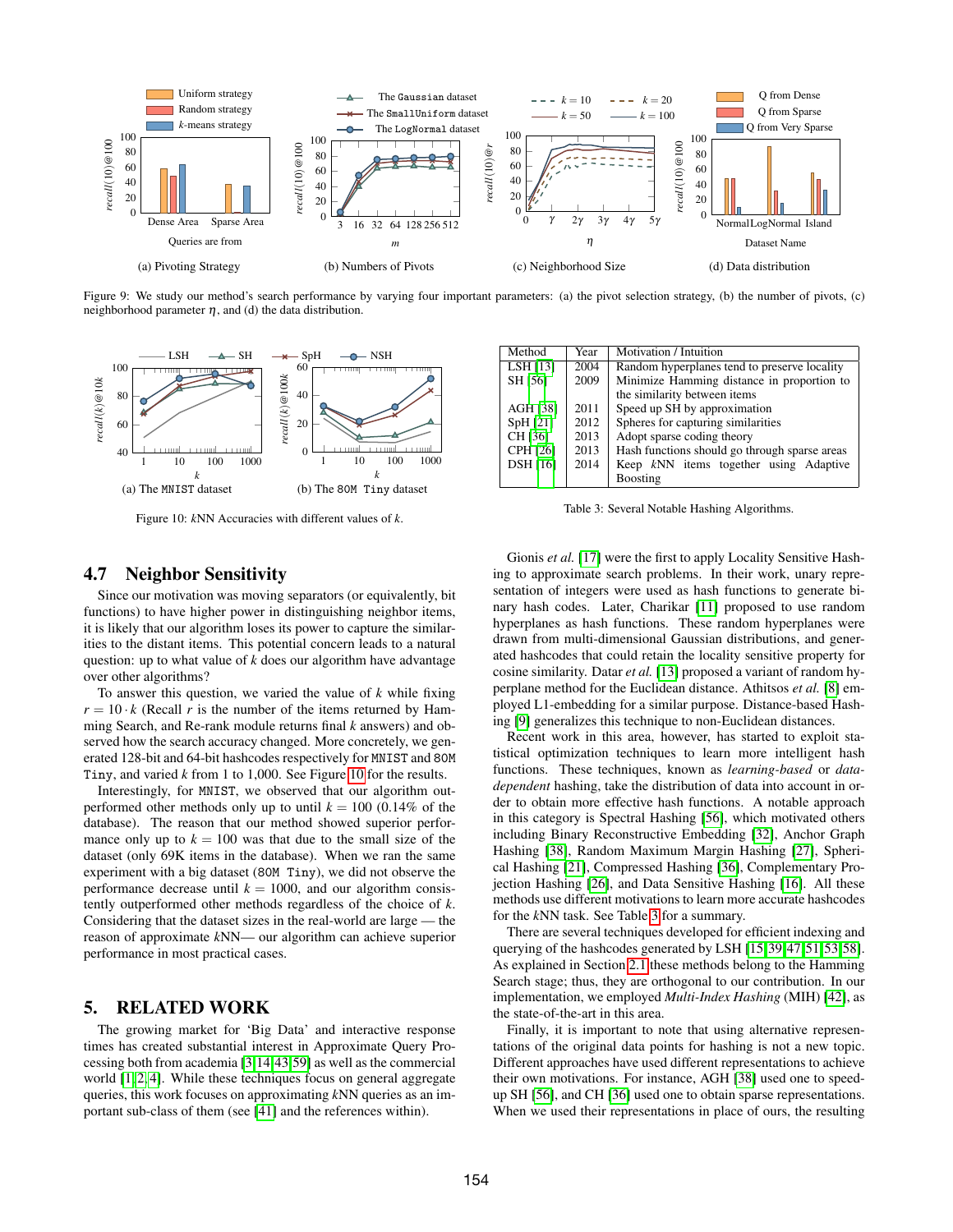Figure 9: We study our method's search performance by varying four important parameters: (a) the pivot selection strategy, (b) the number of pivots, (c) neighborhood parameter $\eta$, and (d) the data distribution.

Figure 10: $k$NN Accuracies with different values of $k$.

| Method | Year | Motivation / Intuition |
|---|---|---|
| LSH [13] | 2004 | Random hyperplanes tend to preserve locality |
| SH [56] | 2009 | Minimize Hamming distance in proportion to the similarity between items |
| AGH [38] | 2011 | Speed up SH by approximation |
| SpH [21] | 2012 | Spheres for capturing similarities |
| CH [36] | 2013 | Adopt sparse coding theory |
| CPH [26] | 2013 | Hash functions should go through sparse areas |
| DSH [16] | 2014 | Keep $k$NN items together using Adaptive Boosting |

Table 3: Several Notable Hashing Algorithms.

### 4.7 Neighbor Sensitivity

Since our motivation was moving separators (or equivalently, bit functions) to have higher power in distinguishing neighbor items, it is likely that our algorithm loses its power to capture the similarities to the distant items. This potential concern leads to a natural question: up to what value of $k$ does our algorithm have advantage over other algorithms?

To answer this question, we varied the value of $k$ while fixing $r = 10 \cdot k$ (Recall $r$ is the number of the items returned by Hamming Search, and Re-rank module returns final $k$ answers) and observed how the search accuracy changed. More concretely, we generated 128-bit and 64-bit hashcodes respectively for MNIST and 80M Tiny, and varied $k$ from 1 to 1,000. See Figure 10 for the results.

Interestingly, for MNIST, we observed that our algorithm outperformed other methods only up to until $k = 100$ (0.14% of the database). The reason that our method showed superior performance only up to $k = 100$ was that due to the small size of the dataset (only 69K items in the database). When we ran the same experiment with a big dataset (80M Tiny), we did not observe the performance decrease until $k = 1000$, and our algorithm consistently outperformed other methods regardless of the choice of $k$. Considering that the dataset sizes in the real-world are large — the reason of approximate $k$NN— our algorithm can achieve superior performance in most practical cases.

## 5. RELATED WORK

The growing market for 'Big Data' and interactive response times has created substantial interest in Approximate Query Processing both from academia [3, 14, 43, 59] as well as the commercial world [1, 2, 4]. While these techniques focus on general aggregate queries, this work focuses on approximating $k$NN queries as an important sub-class of them (see [41] and the references within).

Gionis *et al.* [17] were the first to apply Locality Sensitive Hashing to approximate search problems. In their work, unary representation of integers were used as hash functions to generate binary hash codes. Later, Charikar [11] proposed to use random hyperplanes as hash functions. These random hyperplanes were drawn from multi-dimensional Gaussian distributions, and generated hashcodes that could retain the locality sensitive property for cosine similarity. Datar *et al.* [13] proposed a variant of random hyperplane method for the Euclidean distance. Athitsos *et al.* [8] employed L1-embedding for a similar purpose. Distance-based Hashing [9] generalizes this technique to non-Euclidean distances.

Recent work in this area, however, has started to exploit statistical optimization techniques to learn more intelligent hash functions. These techniques, known as *learning-based* or *data-dependent* hashing, take the distribution of data into account in order to obtain more effective hash functions. A notable approach in this category is Spectral Hashing [56], which motivated others including Binary Reconstructive Embedding [32], Anchor Graph Hashing [38], Random Maximum Margin Hashing [27], Spherical Hashing [21], Compressed Hashing [36], Complementary Projection Hashing [26], and Data Sensitive Hashing [16]. All these methods use different motivations to learn more accurate hashcodes for the $k$NN task. See Table 3 for a summary.

There are several techniques developed for efficient indexing and querying of the hashcodes generated by LSH [15, 39, 47, 51, 53, 58]. As explained in Section 2.1 these methods belong to the Hamming Search stage; thus, they are orthogonal to our contribution. In our implementation, we employed *Multi-Index Hashing* (MIH) [42], as the state-of-the-art in this area.

Finally, it is important to note that using alternative representations of the original data points for hashing is not a new topic. Different approaches have used different representations to achieve their own motivations. For instance, AGH [38] used one to speed-up SH [56], and CH [36] used one to obtain sparse representations. When we used their representations in place of ours, the resulting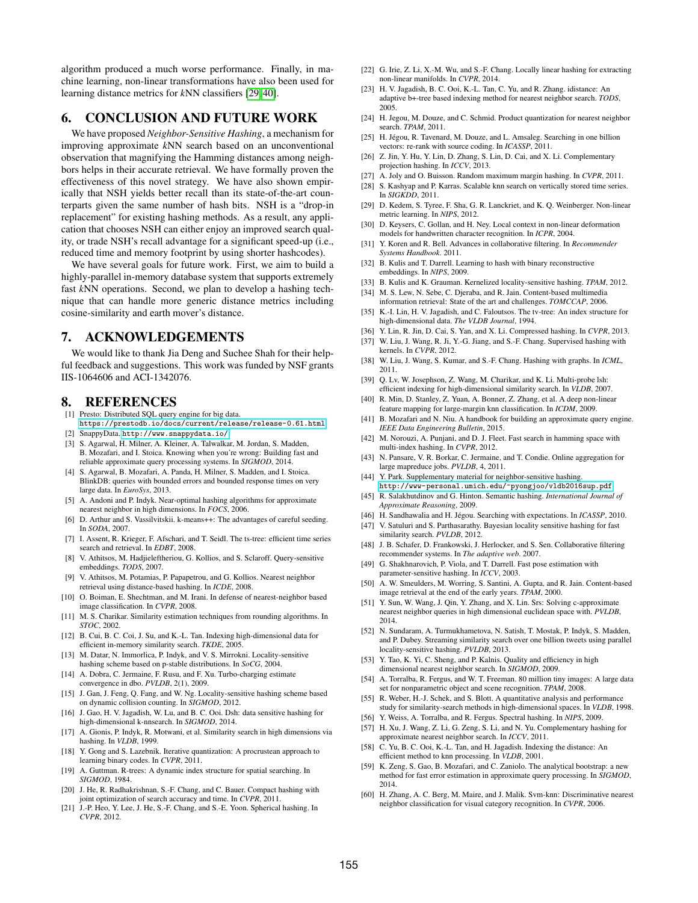algorithm produced a much worse performance. Finally, in machine learning, non-linear transformations have also been used for learning distance metrics for *k*NN classifiers [29, 40].

## 6. CONCLUSION AND FUTURE WORK

We have proposed *Neighbor-Sensitive Hashing*, a mechanism for improving approximate *k*NN search based on an unconventional observation that magnifying the Hamming distances among neighbors helps in their accurate retrieval. We have formally proven the effectiveness of this novel strategy. We have also shown empirically that NSH yields better recall than its state-of-the-art counterparts given the same number of hash bits. NSH is a "drop-in replacement" for existing hashing methods. As a result, any application that chooses NSH can either enjoy an improved search quality, or trade NSH's recall advantage for a significant speed-up (i.e., reduced time and memory footprint by using shorter hashcodes).

We have several goals for future work. First, we aim to build a highly-parallel in-memory database system that supports extremely fast *k*NN operations. Second, we plan to develop a hashing technique that can handle more generic distance metrics including cosine-similarity and earth mover's distance.

## 7. ACKNOWLEDGEMENTS

We would like to thank Jia Deng and Suchee Shah for their helpful feedback and suggestions. This work was funded by NSF grants IIS-1064606 and ACI-1342076.

## 8. REFERENCES

[1] Presto: Distributed SQL query engine for big data. https://prestodb.io/docs/current/release/release-0.61.html.

[2] SnappyData. http://www.snappydata.io/.

[3] S. Agarwal, H. Milner, A. Kleiner, A. Talwalkar, M. Jordan, S. Madden, B. Mozafari, and I. Stoica. Knowing when you're wrong: Building fast and reliable approximate query processing systems. In *SIGMOD*, 2014.

[4] S. Agarwal, B. Mozafari, A. Panda, H. Milner, S. Madden, and I. Stoica. BlinkDB: queries with bounded errors and bounded response times on very large data. In *EuroSys*, 2013.

[5] A. Andoni and P. Indyk. Near-optimal hashing algorithms for approximate nearest neighbor in high dimensions. In *FOCS*, 2006.

[6] D. Arthur and S. Vassilvitskii. k-means++: The advantages of careful seeding. In *SODA*, 2007.

[7] I. Assent, R. Krieger, F. Afschari, and T. Seidl. The ts-tree: efficient time series search and retrieval. In *EDBT*, 2008.

[8] V. Athitsos, M. Hadjieleftheriou, G. Kollios, and S. Sclaroff. Query-sensitive embeddings. *TODS*, 2007.

[9] V. Athitsos, M. Potamias, P. Papapetrou, and G. Kollios. Nearest neighbor retrieval using distance-based hashing. In *ICDE*, 2008.

[10] O. Boiman, E. Shechtman, and M. Irani. In defense of nearest-neighbor based image classification. In *CVPR*, 2008.

[11] M. S. Charikar. Similarity estimation techniques from rounding algorithms. In *STOC*, 2002.

[12] B. Cui, B. C. Coi, J. Su, and K.-L. Tan. Indexing high-dimensional data for efficient in-memory similarity search. *TKDE*, 2005.

[13] M. Datar, N. Immorlica, P. Indyk, and V. S. Mirrokni. Locality-sensitive hashing scheme based on p-stable distributions. In *SoCG*, 2004.

[14] A. Dobra, C. Jermaine, F. Rusu, and F. Xu. Turbo-charging estimate convergence in dbo. *PVLDB*, 2(1), 2009.

[15] J. Gan, J. Feng, Q. Fang, and W. Ng. Locality-sensitive hashing scheme based on dynamic collision counting. In *SIGMOD*, 2012.

[16] J. Gao, H. V. Jagadish, W. Lu, and B. C. Ooi. Dsh: data sensitive hashing for high-dimensional k-nnsearch. In *SIGMOD*, 2014.

[17] A. Gionis, P. Indyk, R. Motwani, et al. Similarity search in high dimensions via hashing. In *VLDB*, 1999.

[18] Y. Gong and S. Lazebnik. Iterative quantization: A procrustean approach to learning binary codes. In *CVPR*, 2011.

[19] A. Guttman. R-trees: A dynamic index structure for spatial searching. In *SIGMOD*, 1984.

[20] J. He, R. Radhakrishnan, S.-F. Chang, and C. Bauer. Compact hashing with joint optimization of search accuracy and time. In *CVPR*, 2011.

[21] J.-P. Heo, Y. Lee, J. He, S.-F. Chang, and S.-E. Yoon. Spherical hashing. In *CVPR*, 2012.

[22] G. Irie, Z. Li, X.-M. Wu, and S.-F. Chang. Locally linear hashing for extracting non-linear manifolds. In *CVPR*, 2014.

[23] H. V. Jagadish, B. C. Ooi, K.-L. Tan, C. Yu, and R. Zhang. idistance: An adaptive b+-tree based indexing method for nearest neighbor search. *TODS*, 2005.

[24] H. Jegou, M. Douze, and C. Schmid. Product quantization for nearest neighbor search. *TPAM*, 2011.

[25] H. Jégou, R. Tavenard, M. Douze, and L. Amsaleg. Searching in one billion vectors: re-rank with source coding. In *ICASSP*, 2011.

[26] Z. Jin, Y. Hu, Y. Lin, D. Zhang, S. Lin, D. Cai, and X. Li. Complementary projection hashing. In *ICCV*, 2013.

[27] A. Joly and O. Buisson. Random maximum margin hashing. In *CVPR*, 2011.

[28] S. Kashyap and P. Karras. Scalable knn search on vertically stored time series. In *SIGKDD*, 2011.

[29] D. Kedem, S. Tyree, F. Sha, G. R. Lanckriet, and K. Q. Weinberger. Non-linear metric learning. In *NIPS*, 2012.

[30] D. Keysers, C. Gollan, and H. Ney. Local context in non-linear deformation models for handwritten character recognition. In *ICPR*, 2004.

[31] Y. Koren and R. Bell. Advances in collaborative filtering. In *Recommender Systems Handbook*. 2011.

[32] B. Kulis and T. Darrell. Learning to hash with binary reconstructive embeddings. In *NIPS*, 2009.

[33] B. Kulis and K. Grauman. Kernelized locality-sensitive hashing. *TPAM*, 2012.

[34] M. S. Lew, N. Sebe, C. Djeraba, and R. Jain. Content-based multimedia information retrieval: State of the art and challenges. *TOMCCAP*, 2006.

[35] K.-I. Lin, H. V. Jagadish, and C. Faloutsos. The tv-tree: An index structure for high-dimensional data. *The VLDB Journal*, 1994.

[36] Y. Lin, R. Jin, D. Cai, S. Yan, and X. Li. Compressed hashing. In *CVPR*, 2013.

[37] W. Liu, J. Wang, R. Ji, Y.-G. Jiang, and S.-F. Chang. Supervised hashing with kernels. In *CVPR*, 2012.

[38] W. Liu, J. Wang, S. Kumar, and S.-F. Chang. Hashing with graphs. In *ICML*, 2011.

[39] Q. Lv, W. Josephson, Z. Wang, M. Charikar, and K. Li. Multi-probe lsh: efficient indexing for high-dimensional similarity search. In *VLDB*, 2007.

[40] R. Min, D. Stanley, Z. Yuan, A. Bonner, Z. Zhang, et al. A deep non-linear feature mapping for large-margin knn classification. In *ICDM*, 2009.

[41] B. Mozafari and N. Niu. A handbook for building an approximate query engine. *IEEE Data Engineering Bulletin*, 2015.

[42] M. Norouzi, A. Punjani, and D. J. Fleet. Fast search in hamming space with multi-index hashing. In *CVPR*, 2012.

[43] N. Pansare, V. R. Borkar, C. Jermaine, and T. Condie. Online aggregation for large mapreduce jobs. *PVLDB*, 4, 2011.

[44] Y. Park. Supplementary material for neighbor-sensitive hashing. http://www-personal.umich.edu/~pyongjoo/vldb2016sup.pdf.

[45] R. Salakhutdinov and G. Hinton. Semantic hashing. *International Journal of Approximate Reasoning*, 2009.

[46] H. Sandhawalia and H. Jégou. Searching with expectations. In *ICASSP*, 2010.

[47] V. Satuluri and S. Parthasarathy. Bayesian locality sensitive hashing for fast similarity search. *PVLDB*, 2012.

[48] J. B. Schafer, D. Frankowski, J. Herlocker, and S. Sen. Collaborative filtering recommender systems. In *The adaptive web*. 2007.

[49] G. Shakhnarovich, P. Viola, and T. Darrell. Fast pose estimation with parameter-sensitive hashing. In *ICCV*, 2003.

[50] A. W. Smeulders, M. Worring, S. Santini, A. Gupta, and R. Jain. Content-based image retrieval at the end of the early years. *TPAM*, 2000.

[51] Y. Sun, W. Wang, J. Qin, Y. Zhang, and X. Lin. Srs: Solving c-approximate nearest neighbor queries in high dimensional euclidean space with. *PVLDB*, 2014.

[52] N. Sundaram, A. Turmukhametova, N. Satish, T. Mostak, P. Indyk, S. Madden, and P. Dubey. Streaming similarity search over one billion tweets using parallel locality-sensitive hashing. *PVLDB*, 2013.

[53] Y. Tao, K. Yi, C. Sheng, and P. Kalnis. Quality and efficiency in high dimensional nearest neighbor search. In *SIGMOD*, 2009.

[54] A. Torralba, R. Fergus, and W. T. Freeman. 80 million tiny images: A large data set for nonparametric object and scene recognition. *TPAM*, 2008.

[55] R. Weber, H.-J. Schek, and S. Blott. A quantitative analysis and performance study for similarity-search methods in high-dimensional spaces. In *VLDB*, 1998.

[56] Y. Weiss, A. Torralba, and R. Fergus. Spectral hashing. In *NIPS*, 2009.

[57] H. Xu, J. Wang, Z. Li, G. Zeng, S. Li, and N. Yu. Complementary hashing for approximate nearest neighbor search. In *ICCV*, 2011.

[58] C. Yu, B. C. Ooi, K.-L. Tan, and H. Jagadish. Indexing the distance: An efficient method to knn processing. In *VLDB*, 2001.

[59] K. Zeng, S. Gao, B. Mozafari, and C. Zaniolo. The analytical bootstrap: a new method for fast error estimation in approximate query processing. In *SIGMOD*, 2014.

[60] H. Zhang, A. C. Berg, M. Maire, and J. Malik. Svm-knn: Discriminative nearest neighbor classification for visual category recognition. In *CVPR*, 2006.